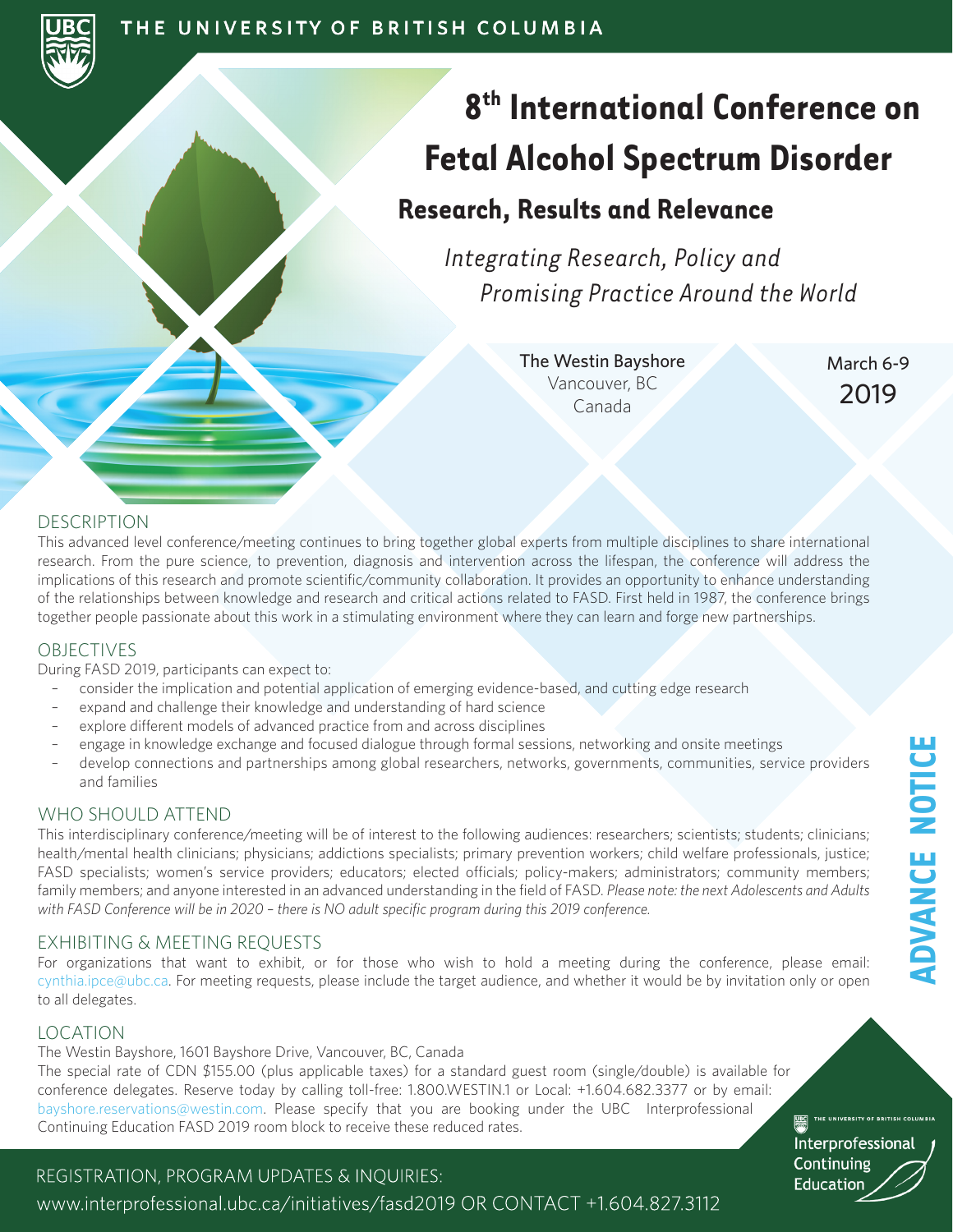THE UNIVERSITY OF BRITISH COLUMBIA

# 8th International Conference on Fetal Alcohol Spectrum Disorder

## Research, Results and Relevance

*Integrating Research, Policy and Promising Practice Around the World*

The Westin Bayshore
Vancouver, BC
Canada

March 6-9
2019

**ADVANCE NOTICE**

## DESCRIPTION

This advanced level conference/meeting continues to bring together global experts from multiple disciplines to share international research. From the pure science, to prevention, diagnosis and intervention across the lifespan, the conference will address the implications of this research and promote scientific/community collaboration. It provides an opportunity to enhance understanding of the relationships between knowledge and research and critical actions related to FASD. First held in 1987, the conference brings together people passionate about this work in a stimulating environment where they can learn and forge new partnerships.

## OBJECTIVES

During FASD 2019, participants can expect to:

- consider the implication and potential application of emerging evidence-based, and cutting edge research
- expand and challenge their knowledge and understanding of hard science
- explore different models of advanced practice from and across disciplines
- engage in knowledge exchange and focused dialogue through formal sessions, networking and onsite meetings
- develop connections and partnerships among global researchers, networks, governments, communities, service providers and families

## WHO SHOULD ATTEND

This interdisciplinary conference/meeting will be of interest to the following audiences: researchers; scientists; students; clinicians; health/mental health clinicians; physicians; addictions specialists; primary prevention workers; child welfare professionals, justice; FASD specialists; women's service providers; educators; elected officials; policy-makers; administrators; community members; family members; and anyone interested in an advanced understanding in the field of FASD. *Please note: the next Adolescents and Adults with FASD Conference will be in 2020 – there is NO adult specific program during this 2019 conference.*

## EXHIBITING & MEETING REQUESTS

For organizations that want to exhibit, or for those who wish to hold a meeting during the conference, please email: cynthia.ipce@ubc.ca. For meeting requests, please include the target audience, and whether it would be by invitation only or open to all delegates.

## LOCATION

The Westin Bayshore, 1601 Bayshore Drive, Vancouver, BC, Canada

The special rate of CDN $155.00 (plus applicable taxes) for a standard guest room (single/double) is available for conference delegates. Reserve today by calling toll-free: 1.800.WESTIN.1 or Local: +1.604.682.3377 or by email: bayshore.reservations@westin.com. Please specify that you are booking under the UBC Interprofessional Continuing Education FASD 2019 room block to receive these reduced rates.

REGISTRATION, PROGRAM UPDATES & INQUIRIES:
www.interprofessional.ubc.ca/initiatives/fasd2019 OR CONTACT +1.604.827.3112

THE UNIVERSITY OF BRITISH COLUMBIA
Interprofessional Continuing Education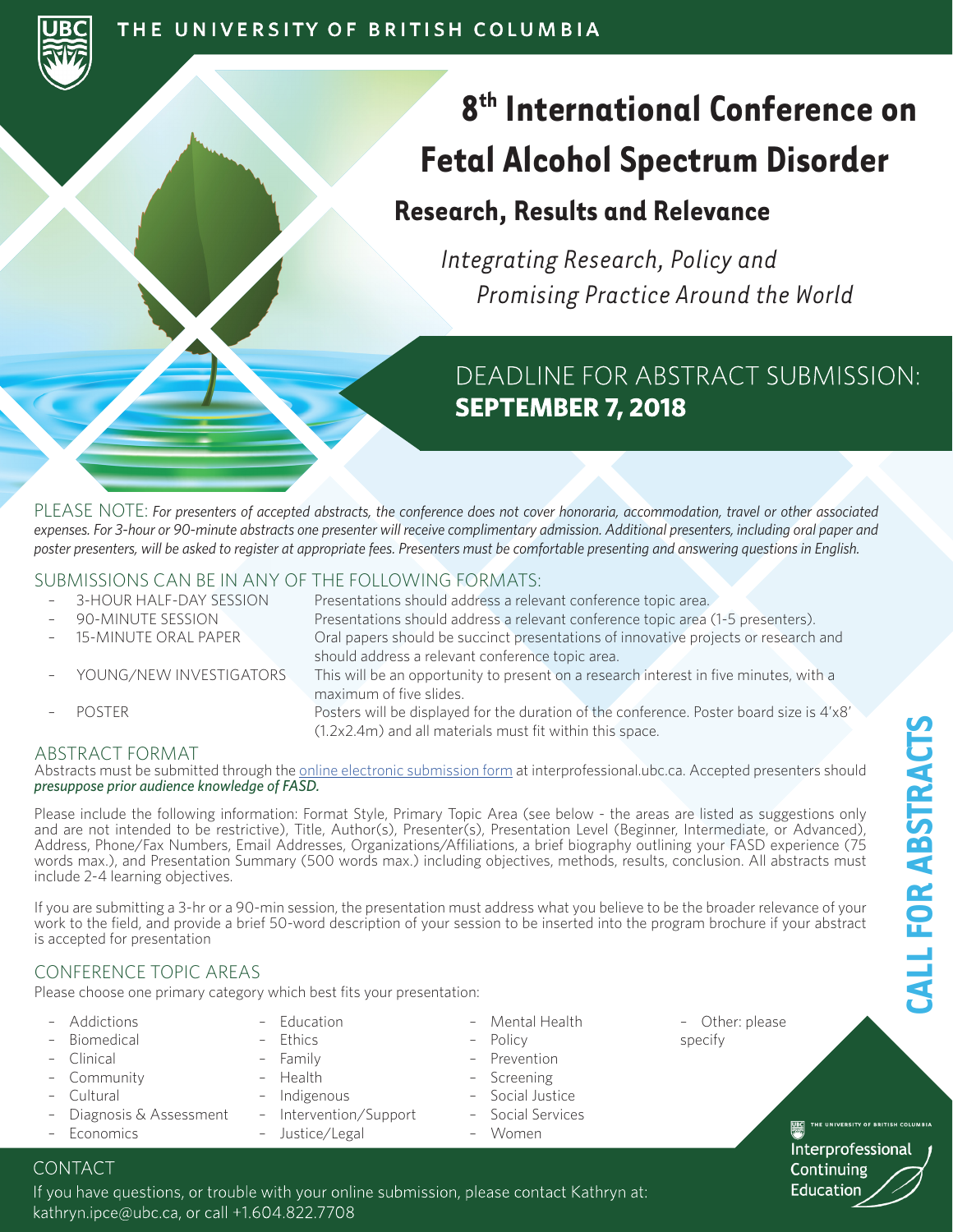THE UNIVERSITY OF BRITISH COLUMBIA

# 8th International Conference on Fetal Alcohol Spectrum Disorder

## Research, Results and Relevance

*Integrating Research, Policy and Promising Practice Around the World*

DEADLINE FOR ABSTRACT SUBMISSION: **SEPTEMBER 7, 2018**

**CALL FOR ABSTRACTS**

PLEASE NOTE: *For presenters of accepted abstracts, the conference does not cover honoraria, accommodation, travel or other associated expenses. For 3-hour or 90-minute abstracts one presenter will receive complimentary admission. Additional presenters, including oral paper and poster presenters, will be asked to register at appropriate fees. Presenters must be comfortable presenting and answering questions in English.*

## SUBMISSIONS CAN BE IN ANY OF THE FOLLOWING FORMATS:

- 3-HOUR HALF-DAY SESSION — Presentations should address a relevant conference topic area.
- 90-MINUTE SESSION — Presentations should address a relevant conference topic area (1-5 presenters).
- 15-MINUTE ORAL PAPER — Oral papers should be succinct presentations of innovative projects or research and should address a relevant conference topic area.
- YOUNG/NEW INVESTIGATORS — This will be an opportunity to present on a research interest in five minutes, with a maximum of five slides.
- POSTER — Posters will be displayed for the duration of the conference. Poster board size is 4'x8' (1.2x2.4m) and all materials must fit within this space.

## ABSTRACT FORMAT

Abstracts must be submitted through the online electronic submission form at interprofessional.ubc.ca. Accepted presenters should ***presuppose prior audience knowledge of FASD.***

Please include the following information: Format Style, Primary Topic Area (see below - the areas are listed as suggestions only and are not intended to be restrictive), Title, Author(s), Presenter(s), Presentation Level (Beginner, Intermediate, or Advanced), Address, Phone/Fax Numbers, Email Addresses, Organizations/Affiliations, a brief biography outlining your FASD experience (75 words max.), and Presentation Summary (500 words max.) including objectives, methods, results, conclusion. All abstracts must include 2-4 learning objectives.

If you are submitting a 3-hr or a 90-min session, the presentation must address what you believe to be the broader relevance of your work to the field, and provide a brief 50-word description of your session to be inserted into the program brochure if your abstract is accepted for presentation

## CONFERENCE TOPIC AREAS

Please choose one primary category which best fits your presentation:

- Addictions
- Biomedical
- Clinical
- Community
- Cultural
- Diagnosis & Assessment
- Economics
- Education
- Ethics
- Family
- Health
- Indigenous
- Intervention/Support
- Justice/Legal
- Mental Health
- Policy
- Prevention
- Screening
- Social Justice
- Social Services
- Women
- Other: please specify

## CONTACT

If you have questions, or trouble with your online submission, please contact Kathryn at: kathryn.ipce@ubc.ca, or call +1.604.822.7708

THE UNIVERSITY OF BRITISH COLUMBIA
Interprofessional Continuing Education